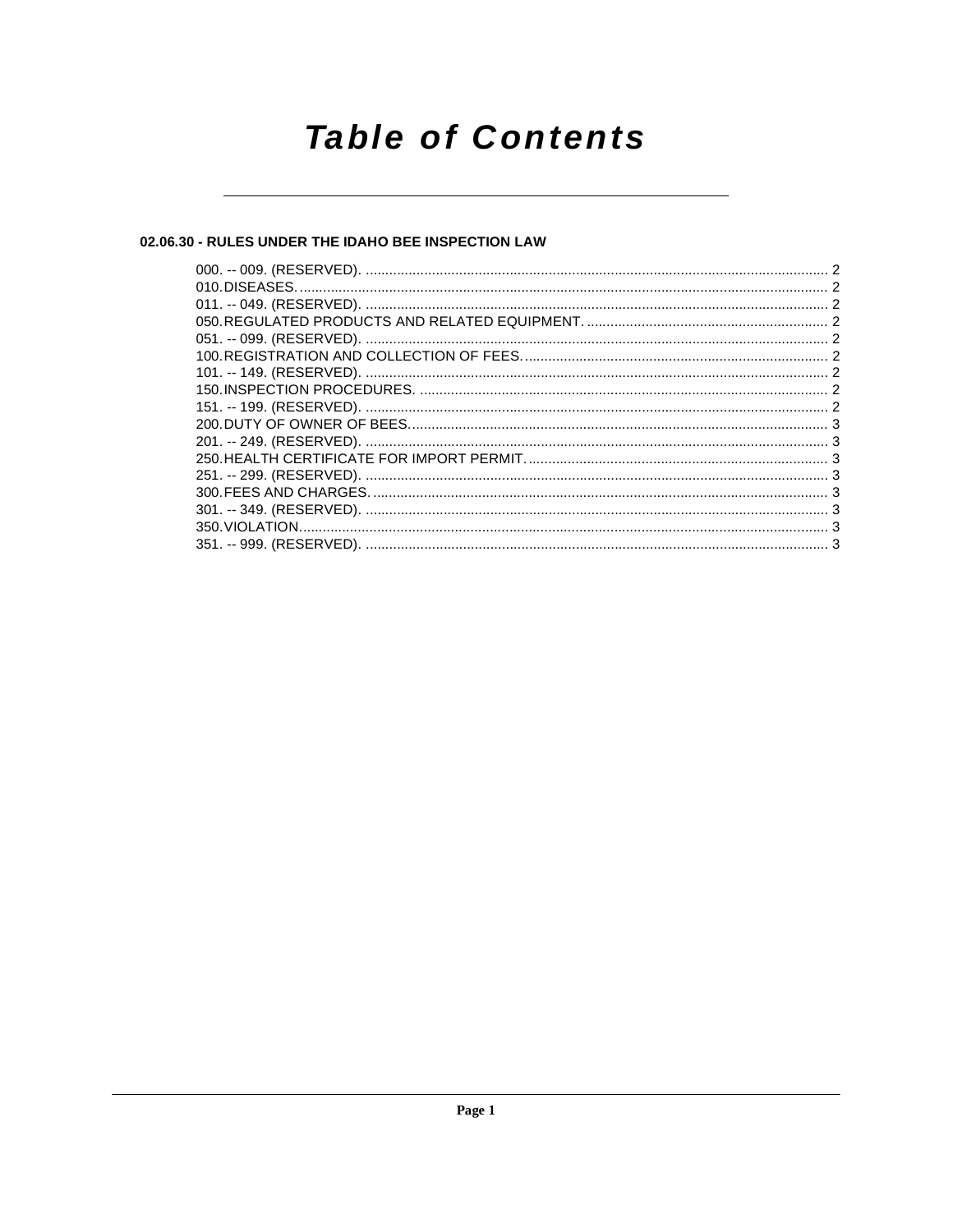# Table of Contents

## 02.06.30 - RULES UNDER THE IDAHO BEE INSPECTION LAW

000. -- 009. (RESERVED). ........................................................................................................ 2
010. DISEASES. ........................................................................................................................ 2
011. -- 049. (RESERVED). ........................................................................................................ 2
050. REGULATED PRODUCTS AND RELATED EQUIPMENT. ............................................................ 2
051. -- 099. (RESERVED). ........................................................................................................ 2
100. REGISTRATION AND COLLECTION OF FEES. ........................................................................ 2
101. -- 149. (RESERVED). ........................................................................................................ 2
150. INSPECTION PROCEDURES. .................................................................................................. 2
151. -- 199. (RESERVED). ........................................................................................................ 2
200. DUTY OF OWNER OF BEES. ................................................................................................. 3
201. -- 249. (RESERVED). ........................................................................................................ 3
250. HEALTH CERTIFICATE FOR IMPORT PERMIT. .......................................................................... 3
251. -- 299. (RESERVED). ........................................................................................................ 3
300. FEES AND CHARGES. ........................................................................................................... 3
301. -- 349. (RESERVED). ........................................................................................................ 3
350. VIOLATION. ........................................................................................................................ 3
351. -- 999. (RESERVED). ........................................................................................................ 3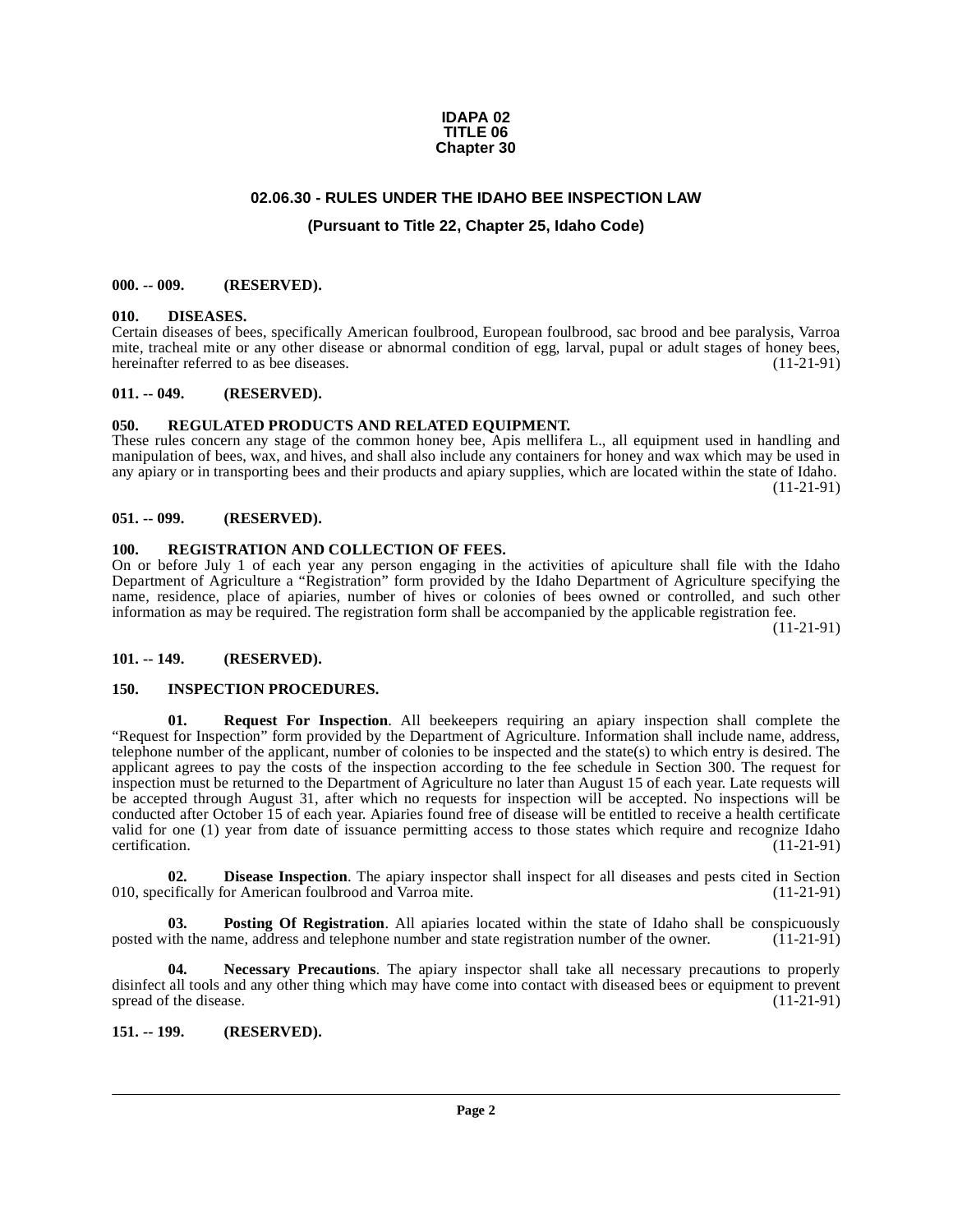**IDAPA 02**
**TITLE 06**
**Chapter 30**

## 02.06.30 - RULES UNDER THE IDAHO BEE INSPECTION LAW

### (Pursuant to Title 22, Chapter 25, Idaho Code)

**000. -- 009. (RESERVED).**

**010. DISEASES.**

Certain diseases of bees, specifically American foulbrood, European foulbrood, sac brood and bee paralysis, Varroa mite, tracheal mite or any other disease or abnormal condition of egg, larval, pupal or adult stages of honey bees, hereinafter referred to as bee diseases. (11-21-91)

**011. -- 049. (RESERVED).**

**050. REGULATED PRODUCTS AND RELATED EQUIPMENT.**

These rules concern any stage of the common honey bee, Apis mellifera L., all equipment used in handling and manipulation of bees, wax, and hives, and shall also include any containers for honey and wax which may be used in any apiary or in transporting bees and their products and apiary supplies, which are located within the state of Idaho. (11-21-91)

**051. -- 099. (RESERVED).**

**100. REGISTRATION AND COLLECTION OF FEES.**

On or before July 1 of each year any person engaging in the activities of apiculture shall file with the Idaho Department of Agriculture a "Registration" form provided by the Idaho Department of Agriculture specifying the name, residence, place of apiaries, number of hives or colonies of bees owned or controlled, and such other information as may be required. The registration form shall be accompanied by the applicable registration fee. (11-21-91)

**101. -- 149. (RESERVED).**

**150. INSPECTION PROCEDURES.**

**01. Request For Inspection**. All beekeepers requiring an apiary inspection shall complete the "Request for Inspection" form provided by the Department of Agriculture. Information shall include name, address, telephone number of the applicant, number of colonies to be inspected and the state(s) to which entry is desired. The applicant agrees to pay the costs of the inspection according to the fee schedule in Section 300. The request for inspection must be returned to the Department of Agriculture no later than August 15 of each year. Late requests will be accepted through August 31, after which no requests for inspection will be accepted. No inspections will be conducted after October 15 of each year. Apiaries found free of disease will be entitled to receive a health certificate valid for one (1) year from date of issuance permitting access to those states which require and recognize Idaho certification. (11-21-91)

**02. Disease Inspection**. The apiary inspector shall inspect for all diseases and pests cited in Section 010, specifically for American foulbrood and Varroa mite. (11-21-91)

**03. Posting Of Registration**. All apiaries located within the state of Idaho shall be conspicuously posted with the name, address and telephone number and state registration number of the owner. (11-21-91)

**04. Necessary Precautions**. The apiary inspector shall take all necessary precautions to properly disinfect all tools and any other thing which may have come into contact with diseased bees or equipment to prevent spread of the disease. (11-21-91)

**151. -- 199. (RESERVED).**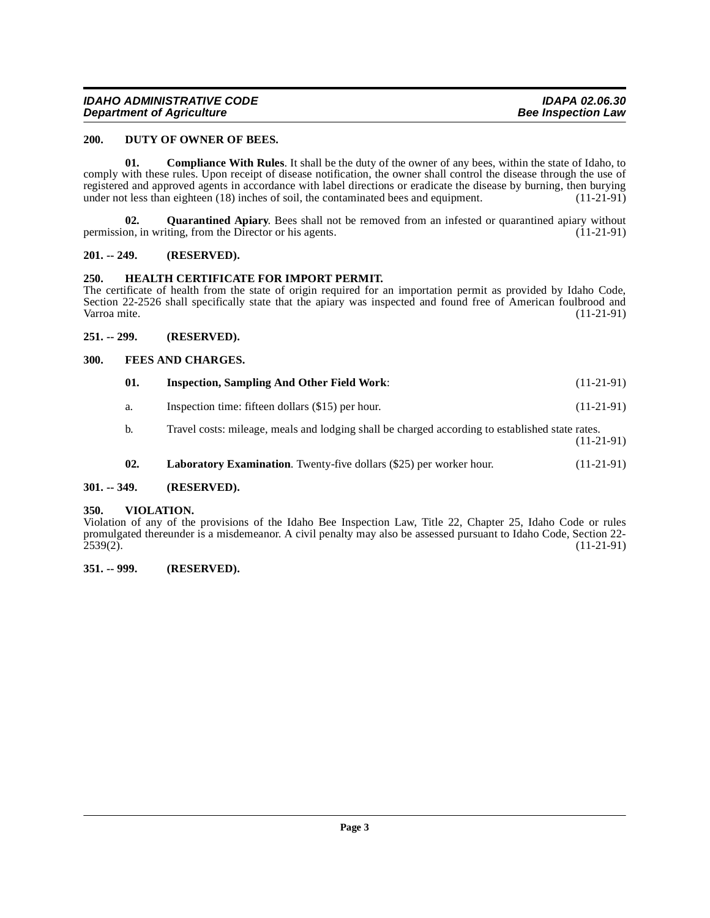### 200. DUTY OF OWNER OF BEES.

**01. Compliance With Rules**. It shall be the duty of the owner of any bees, within the state of Idaho, to comply with these rules. Upon receipt of disease notification, the owner shall control the disease through the use of registered and approved agents in accordance with label directions or eradicate the disease by burning, then burying under not less than eighteen (18) inches of soil, the contaminated bees and equipment. (11-21-91)

**02. Quarantined Apiary**. Bees shall not be removed from an infested or quarantined apiary without permission, in writing, from the Director or his agents. (11-21-91)

### 201. -- 249. (RESERVED).

### 250. HEALTH CERTIFICATE FOR IMPORT PERMIT.

The certificate of health from the state of origin required for an importation permit as provided by Idaho Code, Section 22-2526 shall specifically state that the apiary was inspected and found free of American foulbrood and Varroa mite. (11-21-91)

### 251. -- 299. (RESERVED).

### 300. FEES AND CHARGES.

**01. Inspection, Sampling And Other Field Work**: (11-21-91)

a. Inspection time: fifteen dollars ($15) per hour. (11-21-91)

b. Travel costs: mileage, meals and lodging shall be charged according to established state rates. (11-21-91)

**02. Laboratory Examination**. Twenty-five dollars ($25) per worker hour. (11-21-91)

### 301. -- 349. (RESERVED).

### 350. VIOLATION.

Violation of any of the provisions of the Idaho Bee Inspection Law, Title 22, Chapter 25, Idaho Code or rules promulgated thereunder is a misdemeanor. A civil penalty may also be assessed pursuant to Idaho Code, Section 22-2539(2). (11-21-91)

### 351. -- 999. (RESERVED).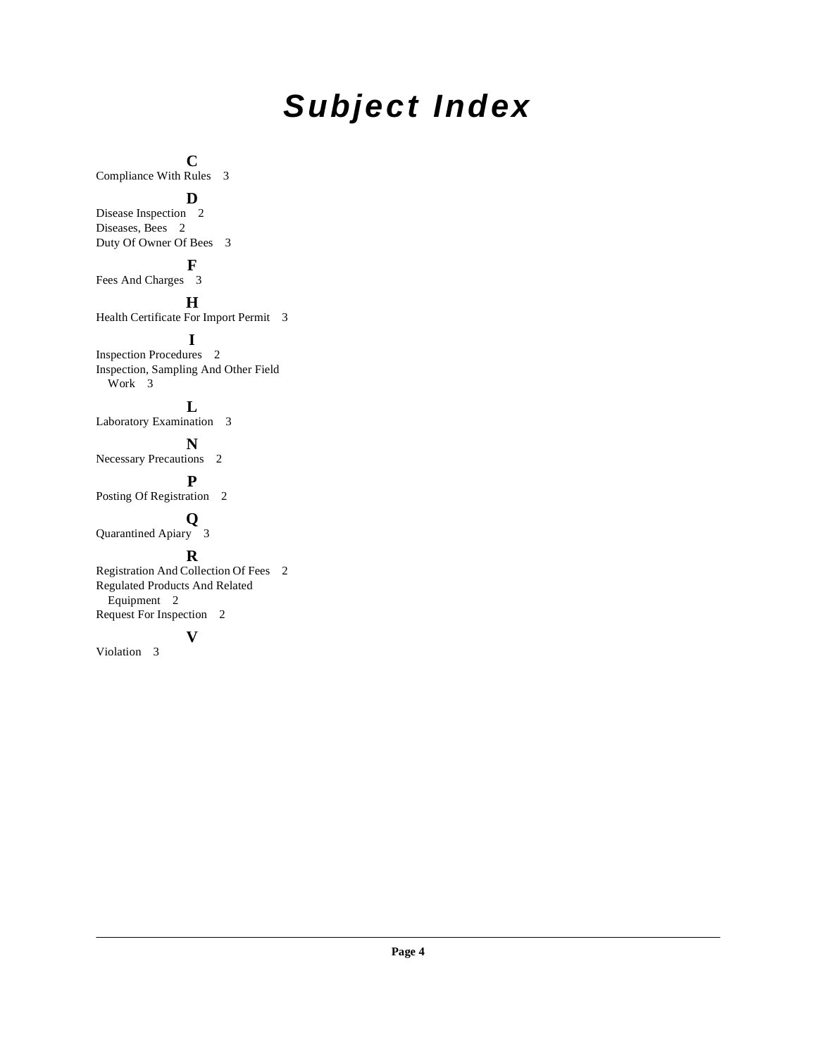# *Subject Index*

**C**

Compliance With Rules 3

**D**

Disease Inspection 2
Diseases, Bees 2
Duty Of Owner Of Bees 3

**F**

Fees And Charges 3

**H**

Health Certificate For Import Permit 3

**I**

Inspection Procedures 2
Inspection, Sampling And Other Field Work 3

**L**

Laboratory Examination 3

**N**

Necessary Precautions 2

**P**

Posting Of Registration 2

**Q**

Quarantined Apiary 3

**R**

Registration And Collection Of Fees 2
Regulated Products And Related Equipment 2
Request For Inspection 2

**V**

Violation 3